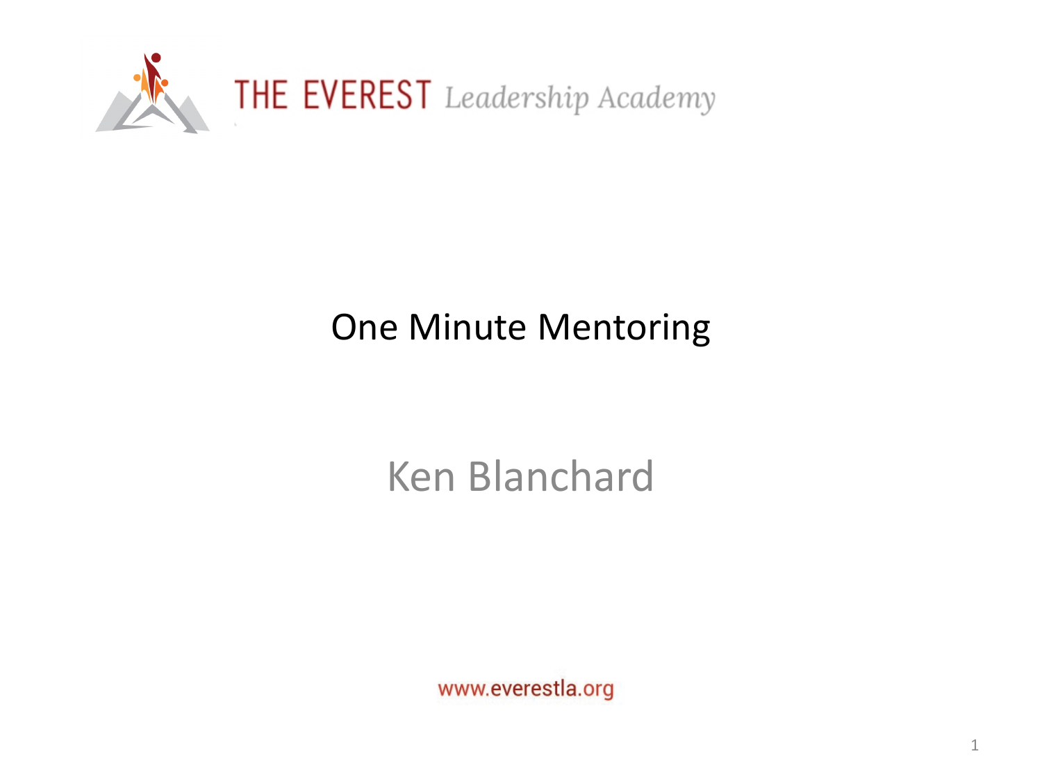THE EVEREST *Leadership Academy*

# One Minute Mentoring

## Ken Blanchard

www.everestla.org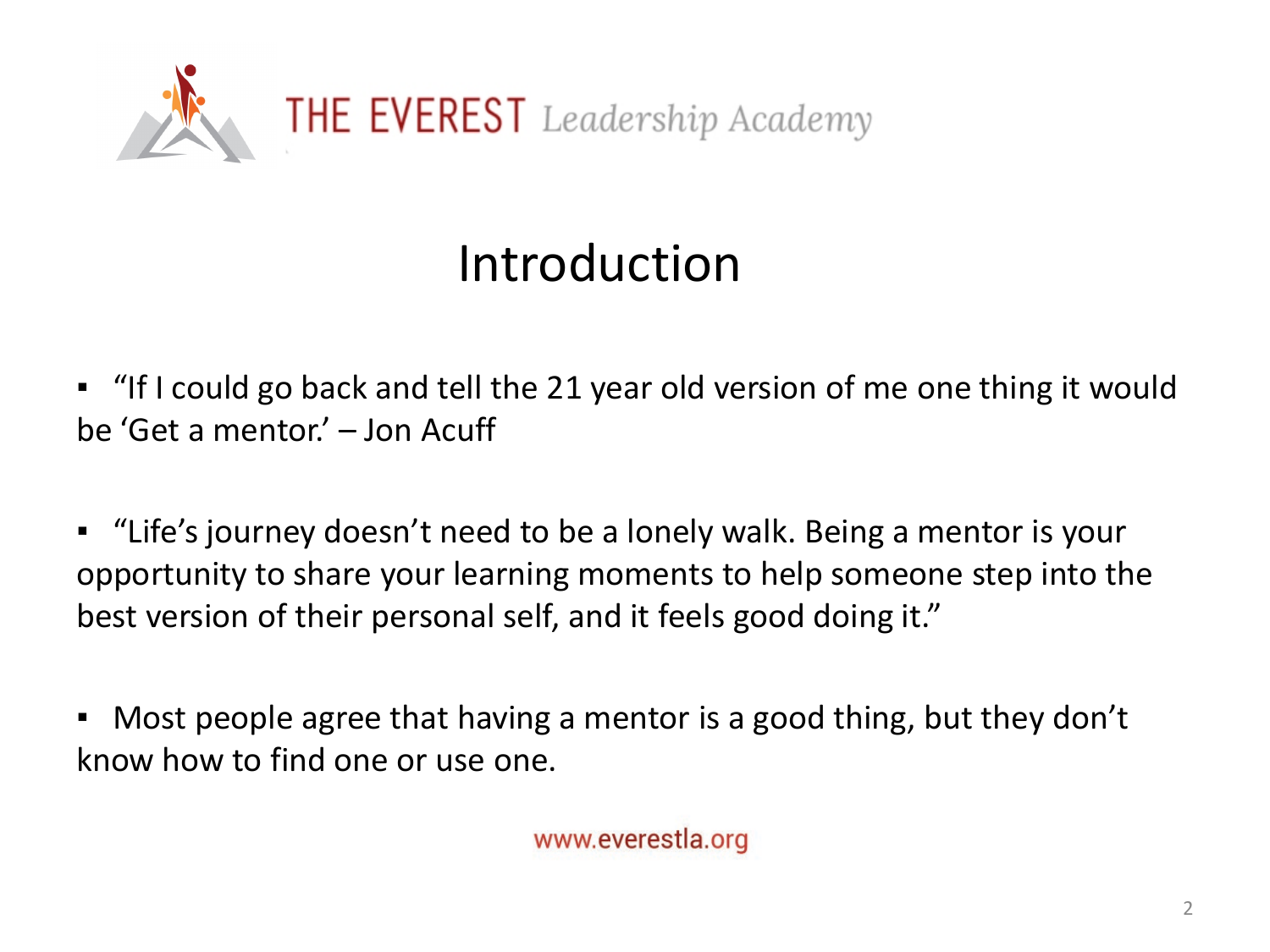# Introduction

- "If I could go back and tell the 21 year old version of me one thing it would be 'Get a mentor.' – Jon Acuff
- "Life's journey doesn't need to be a lonely walk. Being a mentor is your opportunity to share your learning moments to help someone step into the best version of their personal self, and it feels good doing it."
- Most people agree that having a mentor is a good thing, but they don't know how to find one or use one.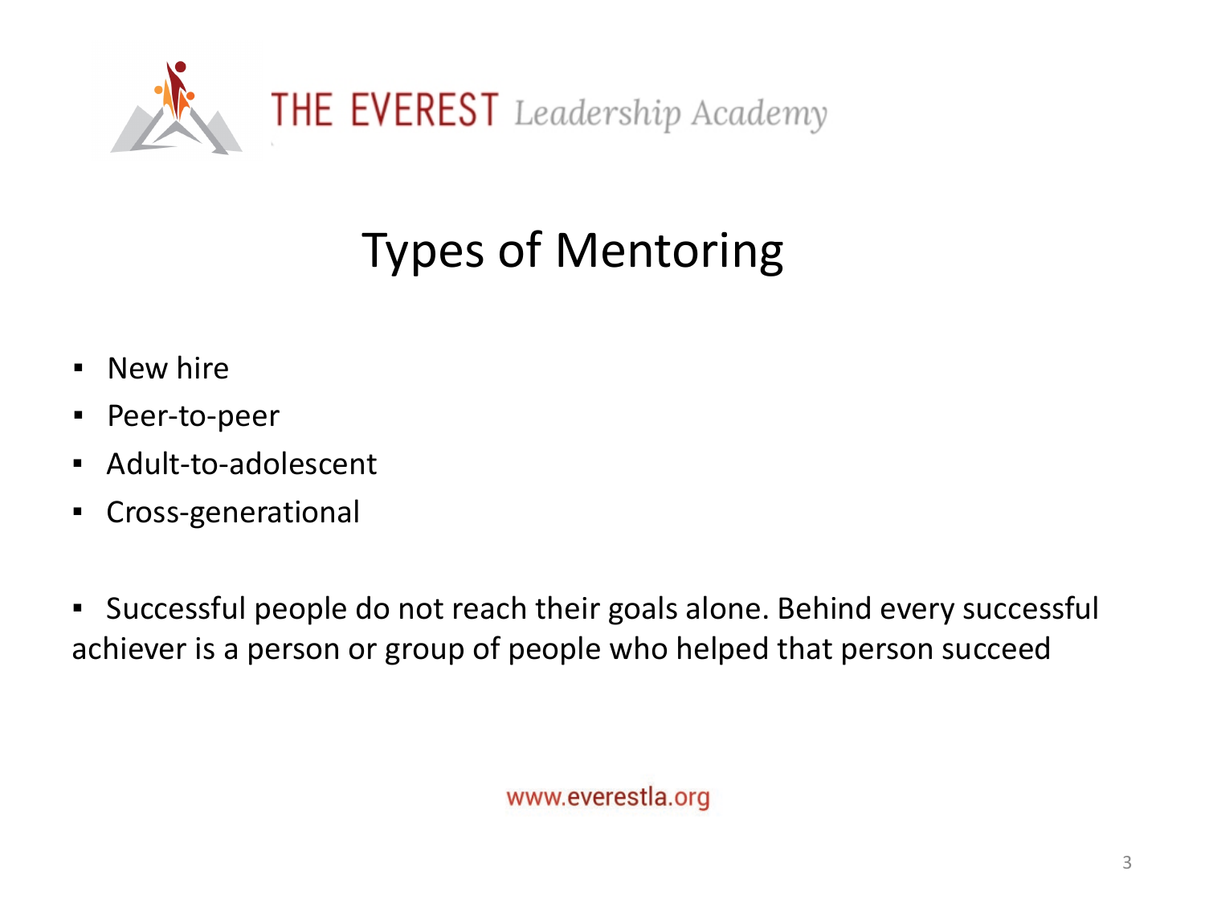THE EVEREST *Leadership Academy*

# Types of Mentoring

- New hire
- Peer-to-peer
- Adult-to-adolescent
- Cross-generational

- Successful people do not reach their goals alone. Behind every successful achiever is a person or group of people who helped that person succeed

www.everestla.org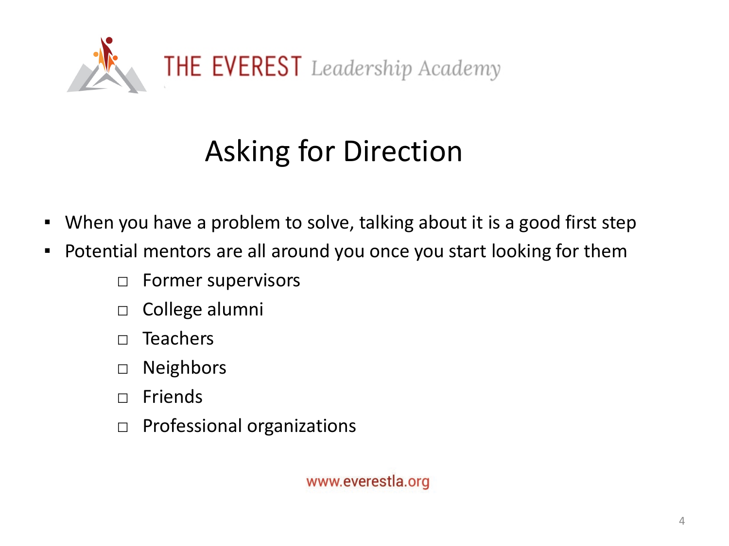THE EVEREST *Leadership Academy*

# Asking for Direction

- When you have a problem to solve, talking about it is a good first step
- Potential mentors are all around you once you start looking for them
  - Former supervisors
  - College alumni
  - Teachers
  - Neighbors
  - Friends
  - Professional organizations

www.everestla.org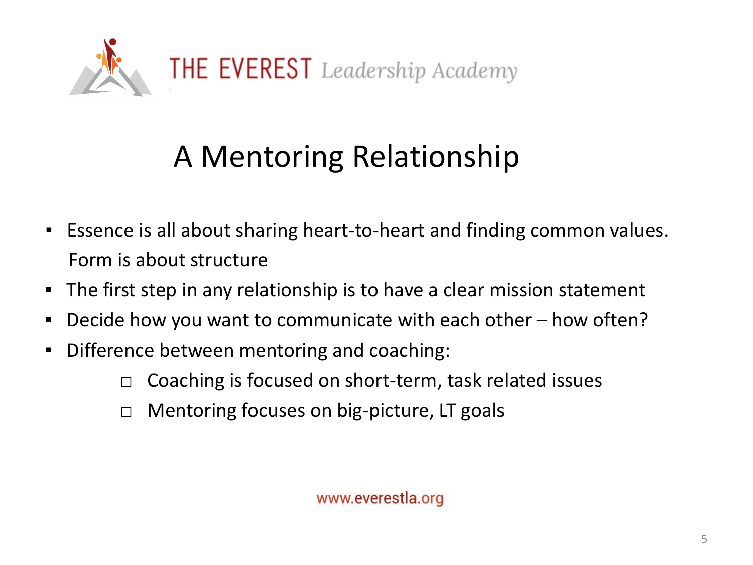THE EVEREST *Leadership Academy*

# A Mentoring Relationship

- Essence is all about sharing heart-to-heart and finding common values. Form is about structure
- The first step in any relationship is to have a clear mission statement
- Decide how you want to communicate with each other – how often?
- Difference between mentoring and coaching:
  - Coaching is focused on short-term, task related issues
  - Mentoring focuses on big-picture, LT goals

www.everestla.org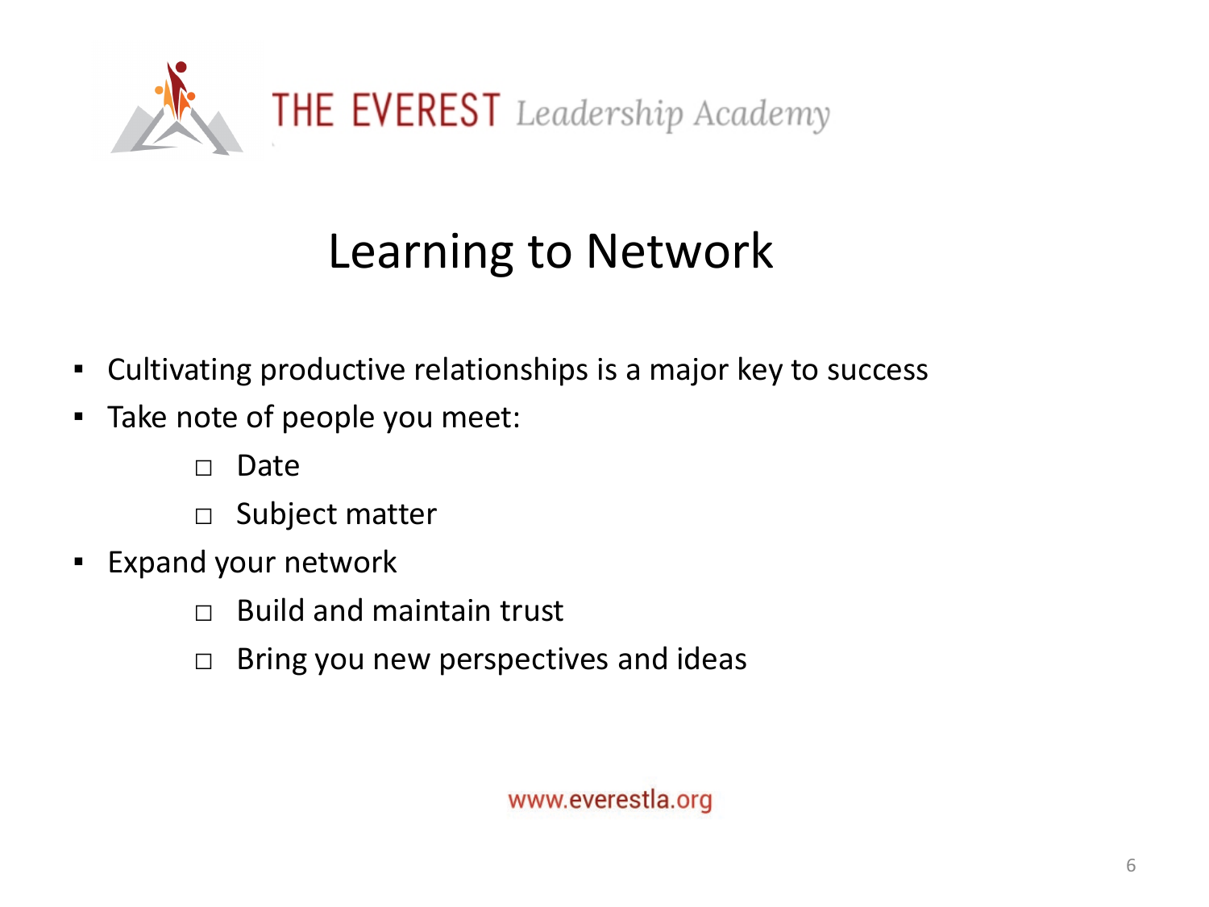THE EVEREST *Leadership Academy*

# Learning to Network

- Cultivating productive relationships is a major key to success
- Take note of people you meet:
  - Date
  - Subject matter
- Expand your network
  - Build and maintain trust
  - Bring you new perspectives and ideas

www.everestla.org